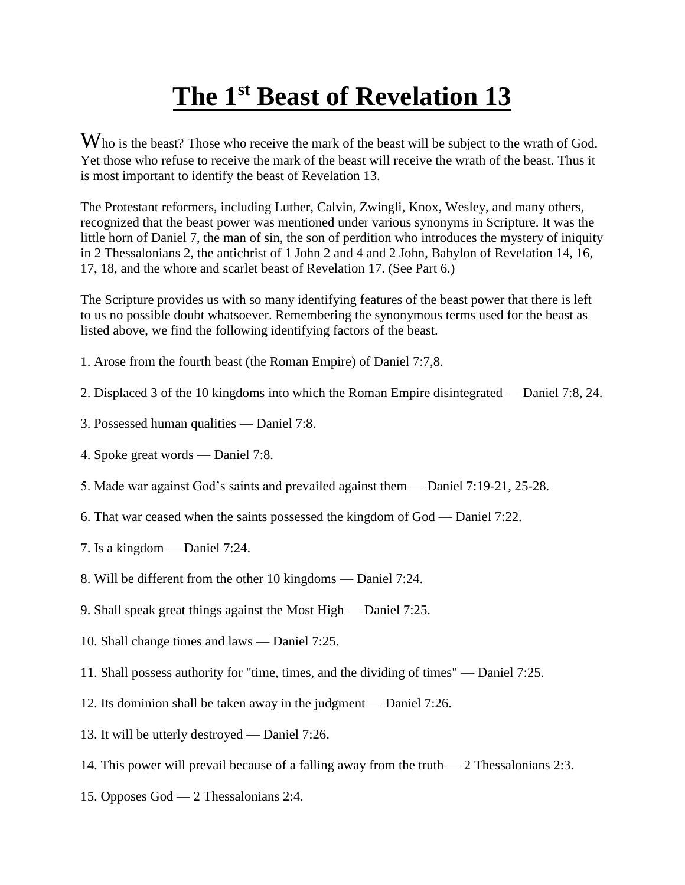# The 1st Beast of Revelation 13

Who is the beast? Those who receive the mark of the beast will be subject to the wrath of God. Yet those who refuse to receive the mark of the beast will receive the wrath of the beast. Thus it is most important to identify the beast of Revelation 13.

The Protestant reformers, including Luther, Calvin, Zwingli, Knox, Wesley, and many others, recognized that the beast power was mentioned under various synonyms in Scripture. It was the little horn of Daniel 7, the man of sin, the son of perdition who introduces the mystery of iniquity in 2 Thessalonians 2, the antichrist of 1 John 2 and 4 and 2 John, Babylon of Revelation 14, 16, 17, 18, and the whore and scarlet beast of Revelation 17. (See Part 6.)

The Scripture provides us with so many identifying features of the beast power that there is left to us no possible doubt whatsoever. Remembering the synonymous terms used for the beast as listed above, we find the following identifying factors of the beast.

1. Arose from the fourth beast (the Roman Empire) of Daniel 7:7,8.

2. Displaced 3 of the 10 kingdoms into which the Roman Empire disintegrated — Daniel 7:8, 24.

3. Possessed human qualities — Daniel 7:8.

4. Spoke great words — Daniel 7:8.

5. Made war against God's saints and prevailed against them — Daniel 7:19-21, 25-28.

6. That war ceased when the saints possessed the kingdom of God — Daniel 7:22.

7. Is a kingdom — Daniel 7:24.

8. Will be different from the other 10 kingdoms — Daniel 7:24.

9. Shall speak great things against the Most High — Daniel 7:25.

10. Shall change times and laws — Daniel 7:25.

11. Shall possess authority for "time, times, and the dividing of times" — Daniel 7:25.

12. Its dominion shall be taken away in the judgment — Daniel 7:26.

13. It will be utterly destroyed — Daniel 7:26.

14. This power will prevail because of a falling away from the truth — 2 Thessalonians 2:3.

15. Opposes God — 2 Thessalonians 2:4.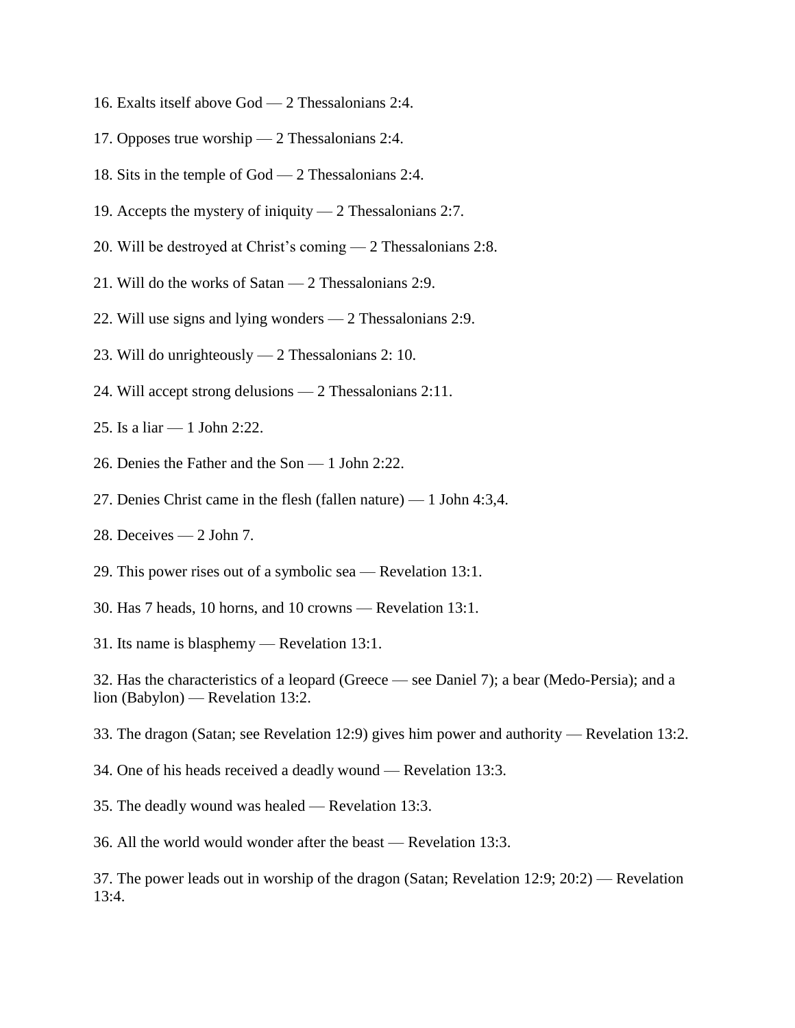16. Exalts itself above God — 2 Thessalonians 2:4.

17. Opposes true worship — 2 Thessalonians 2:4.

18. Sits in the temple of God — 2 Thessalonians 2:4.

19. Accepts the mystery of iniquity — 2 Thessalonians 2:7.

20. Will be destroyed at Christ's coming — 2 Thessalonians 2:8.

21. Will do the works of Satan — 2 Thessalonians 2:9.

22. Will use signs and lying wonders — 2 Thessalonians 2:9.

23. Will do unrighteously — 2 Thessalonians 2: 10.

24. Will accept strong delusions — 2 Thessalonians 2:11.

25. Is a liar — 1 John 2:22.

26. Denies the Father and the Son — 1 John 2:22.

27. Denies Christ came in the flesh (fallen nature) — 1 John 4:3,4.

28. Deceives — 2 John 7.

29. This power rises out of a symbolic sea — Revelation 13:1.

30. Has 7 heads, 10 horns, and 10 crowns — Revelation 13:1.

31. Its name is blasphemy — Revelation 13:1.

32. Has the characteristics of a leopard (Greece — see Daniel 7); a bear (Medo-Persia); and a lion (Babylon) — Revelation 13:2.

33. The dragon (Satan; see Revelation 12:9) gives him power and authority — Revelation 13:2.

34. One of his heads received a deadly wound — Revelation 13:3.

35. The deadly wound was healed — Revelation 13:3.

36. All the world would wonder after the beast — Revelation 13:3.

37. The power leads out in worship of the dragon (Satan; Revelation 12:9; 20:2) — Revelation 13:4.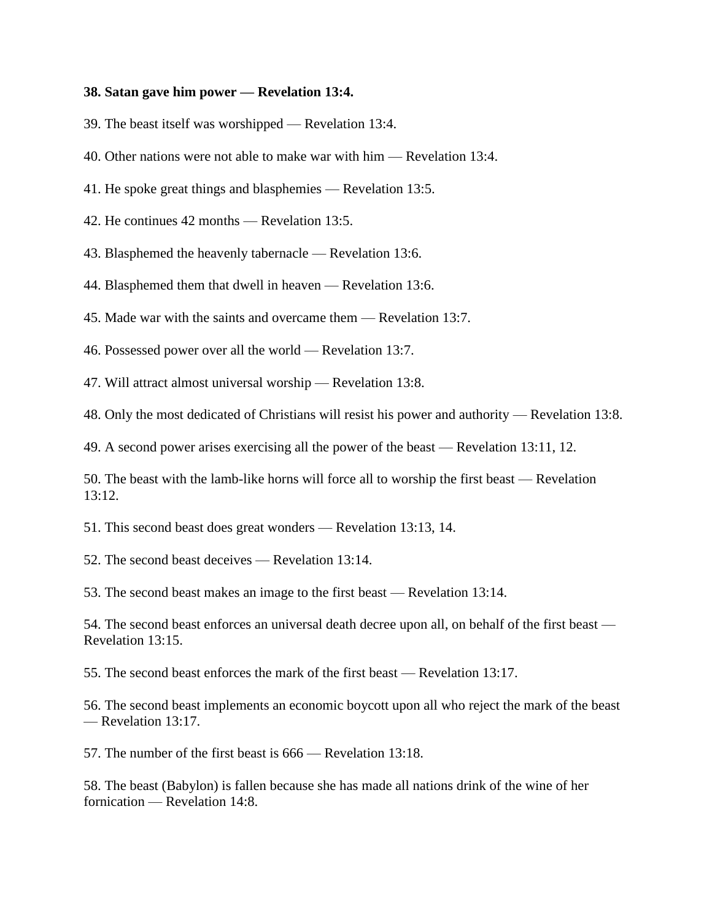**38. Satan gave him power — Revelation 13:4.**

39. The beast itself was worshipped — Revelation 13:4.

40. Other nations were not able to make war with him — Revelation 13:4.

41. He spoke great things and blasphemies — Revelation 13:5.

42. He continues 42 months — Revelation 13:5.

43. Blasphemed the heavenly tabernacle — Revelation 13:6.

44. Blasphemed them that dwell in heaven — Revelation 13:6.

45. Made war with the saints and overcame them — Revelation 13:7.

46. Possessed power over all the world — Revelation 13:7.

47. Will attract almost universal worship — Revelation 13:8.

48. Only the most dedicated of Christians will resist his power and authority — Revelation 13:8.

49. A second power arises exercising all the power of the beast — Revelation 13:11, 12.

50. The beast with the lamb-like horns will force all to worship the first beast — Revelation 13:12.

51. This second beast does great wonders — Revelation 13:13, 14.

52. The second beast deceives — Revelation 13:14.

53. The second beast makes an image to the first beast — Revelation 13:14.

54. The second beast enforces an universal death decree upon all, on behalf of the first beast — Revelation 13:15.

55. The second beast enforces the mark of the first beast — Revelation 13:17.

56. The second beast implements an economic boycott upon all who reject the mark of the beast — Revelation 13:17.

57. The number of the first beast is 666 — Revelation 13:18.

58. The beast (Babylon) is fallen because she has made all nations drink of the wine of her fornication — Revelation 14:8.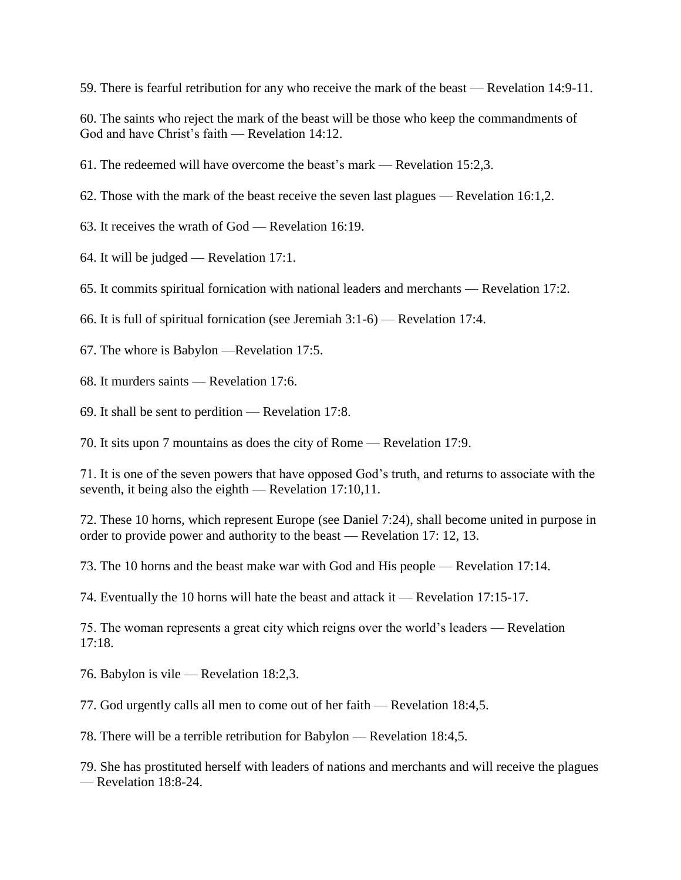59. There is fearful retribution for any who receive the mark of the beast — Revelation 14:9-11.

60. The saints who reject the mark of the beast will be those who keep the commandments of God and have Christ's faith — Revelation 14:12.

61. The redeemed will have overcome the beast's mark — Revelation 15:2,3.

62. Those with the mark of the beast receive the seven last plagues — Revelation 16:1,2.

63. It receives the wrath of God — Revelation 16:19.

64. It will be judged — Revelation 17:1.

65. It commits spiritual fornication with national leaders and merchants — Revelation 17:2.

66. It is full of spiritual fornication (see Jeremiah 3:1-6) — Revelation 17:4.

67. The whore is Babylon —Revelation 17:5.

68. It murders saints — Revelation 17:6.

69. It shall be sent to perdition — Revelation 17:8.

70. It sits upon 7 mountains as does the city of Rome — Revelation 17:9.

71. It is one of the seven powers that have opposed God's truth, and returns to associate with the seventh, it being also the eighth — Revelation 17:10,11.

72. These 10 horns, which represent Europe (see Daniel 7:24), shall become united in purpose in order to provide power and authority to the beast — Revelation 17: 12, 13.

73. The 10 horns and the beast make war with God and His people — Revelation 17:14.

74. Eventually the 10 horns will hate the beast and attack it — Revelation 17:15-17.

75. The woman represents a great city which reigns over the world's leaders — Revelation 17:18.

76. Babylon is vile — Revelation 18:2,3.

77. God urgently calls all men to come out of her faith — Revelation 18:4,5.

78. There will be a terrible retribution for Babylon — Revelation 18:4,5.

79. She has prostituted herself with leaders of nations and merchants and will receive the plagues — Revelation 18:8-24.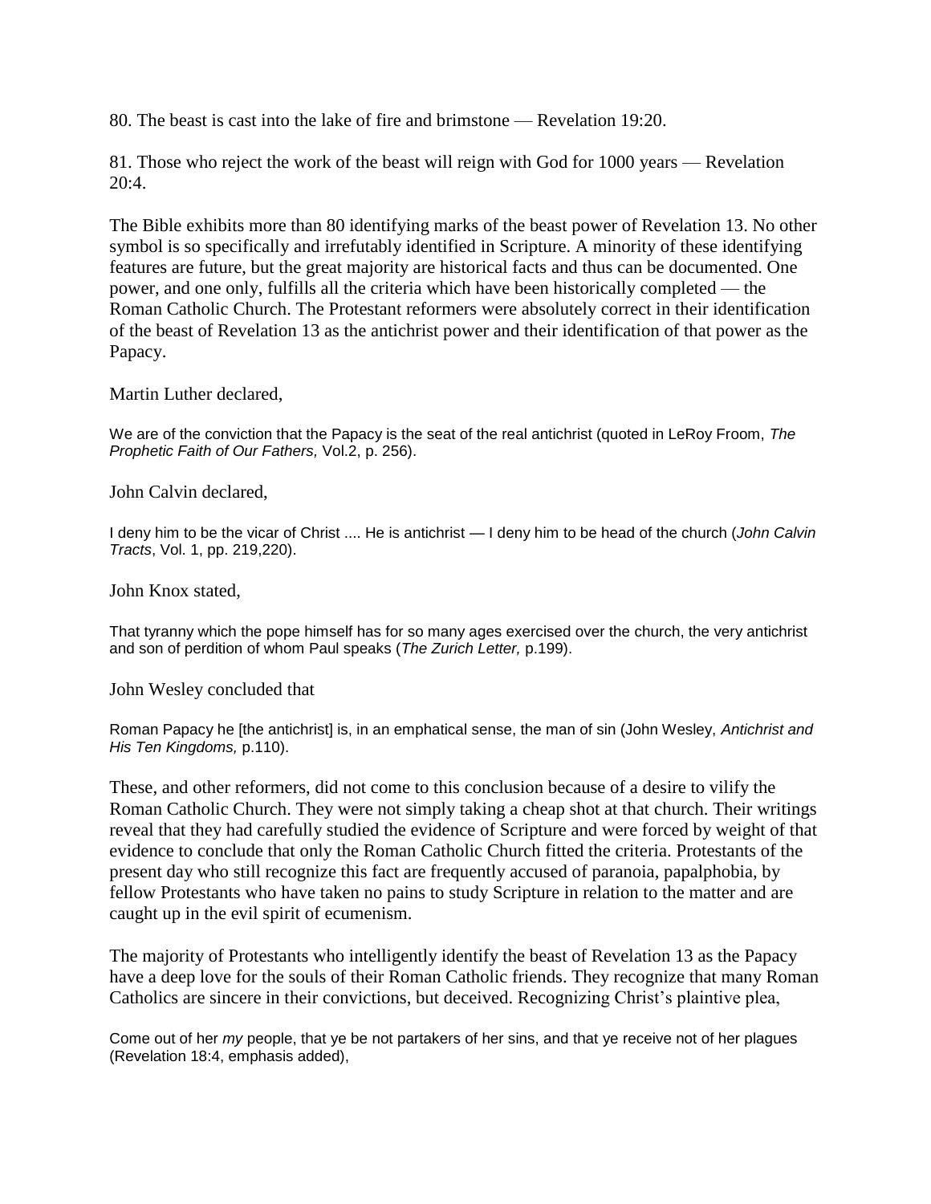80. The beast is cast into the lake of fire and brimstone — Revelation 19:20.

81. Those who reject the work of the beast will reign with God for 1000 years — Revelation 20:4.

The Bible exhibits more than 80 identifying marks of the beast power of Revelation 13. No other symbol is so specifically and irrefutably identified in Scripture. A minority of these identifying features are future, but the great majority are historical facts and thus can be documented. One power, and one only, fulfills all the criteria which have been historically completed — the Roman Catholic Church. The Protestant reformers were absolutely correct in their identification of the beast of Revelation 13 as the antichrist power and their identification of that power as the Papacy.

Martin Luther declared,

> We are of the conviction that the Papacy is the seat of the real antichrist (quoted in LeRoy Froom, *The Prophetic Faith of Our Fathers,* Vol.2, p. 256).

John Calvin declared,

> I deny him to be the vicar of Christ .... He is antichrist — I deny him to be head of the church (*John Calvin Tracts*, Vol. 1, pp. 219,220).

John Knox stated,

> That tyranny which the pope himself has for so many ages exercised over the church, the very antichrist and son of perdition of whom Paul speaks (*The Zurich Letter,* p.199).

John Wesley concluded that

> Roman Papacy he [the antichrist] is, in an emphatical sense, the man of sin (John Wesley, *Antichrist and His Ten Kingdoms,* p.110).

These, and other reformers, did not come to this conclusion because of a desire to vilify the Roman Catholic Church. They were not simply taking a cheap shot at that church. Their writings reveal that they had carefully studied the evidence of Scripture and were forced by weight of that evidence to conclude that only the Roman Catholic Church fitted the criteria. Protestants of the present day who still recognize this fact are frequently accused of paranoia, papalphobia, by fellow Protestants who have taken no pains to study Scripture in relation to the matter and are caught up in the evil spirit of ecumenism.

The majority of Protestants who intelligently identify the beast of Revelation 13 as the Papacy have a deep love for the souls of their Roman Catholic friends. They recognize that many Roman Catholics are sincere in their convictions, but deceived. Recognizing Christ's plaintive plea,

> Come out of her *my* people, that ye be not partakers of her sins, and that ye receive not of her plagues (Revelation 18:4, emphasis added),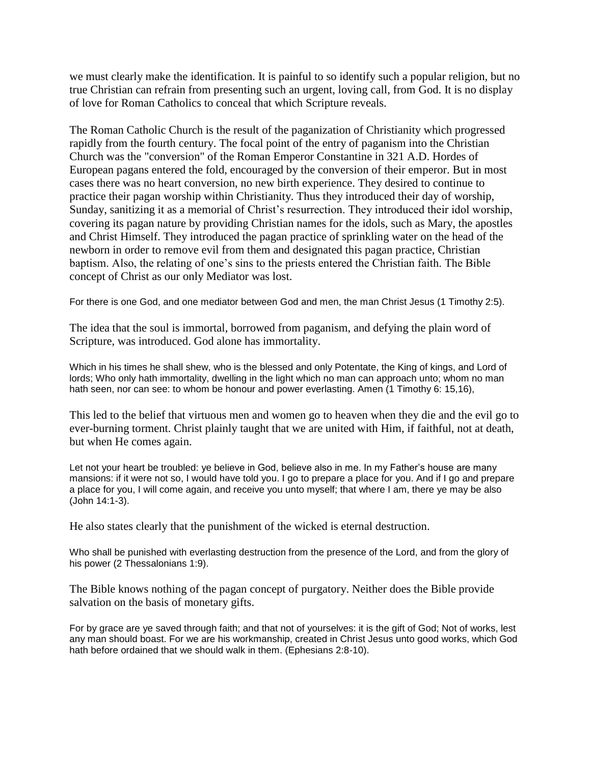we must clearly make the identification. It is painful to so identify such a popular religion, but no true Christian can refrain from presenting such an urgent, loving call, from God. It is no display of love for Roman Catholics to conceal that which Scripture reveals.

The Roman Catholic Church is the result of the paganization of Christianity which progressed rapidly from the fourth century. The focal point of the entry of paganism into the Christian Church was the "conversion" of the Roman Emperor Constantine in 321 A.D. Hordes of European pagans entered the fold, encouraged by the conversion of their emperor. But in most cases there was no heart conversion, no new birth experience. They desired to continue to practice their pagan worship within Christianity. Thus they introduced their day of worship, Sunday, sanitizing it as a memorial of Christ's resurrection. They introduced their idol worship, covering its pagan nature by providing Christian names for the idols, such as Mary, the apostles and Christ Himself. They introduced the pagan practice of sprinkling water on the head of the newborn in order to remove evil from them and designated this pagan practice, Christian baptism. Also, the relating of one's sins to the priests entered the Christian faith. The Bible concept of Christ as our only Mediator was lost.

For there is one God, and one mediator between God and men, the man Christ Jesus (1 Timothy 2:5).

The idea that the soul is immortal, borrowed from paganism, and defying the plain word of Scripture, was introduced. God alone has immortality.

Which in his times he shall shew, who is the blessed and only Potentate, the King of kings, and Lord of lords; Who only hath immortality, dwelling in the light which no man can approach unto; whom no man hath seen, nor can see: to whom be honour and power everlasting. Amen (1 Timothy 6: 15,16),

This led to the belief that virtuous men and women go to heaven when they die and the evil go to ever-burning torment. Christ plainly taught that we are united with Him, if faithful, not at death, but when He comes again.

Let not your heart be troubled: ye believe in God, believe also in me. In my Father's house are many mansions: if it were not so, I would have told you. I go to prepare a place for you. And if I go and prepare a place for you, I will come again, and receive you unto myself; that where I am, there ye may be also (John 14:1-3).

He also states clearly that the punishment of the wicked is eternal destruction.

Who shall be punished with everlasting destruction from the presence of the Lord, and from the glory of his power (2 Thessalonians 1:9).

The Bible knows nothing of the pagan concept of purgatory. Neither does the Bible provide salvation on the basis of monetary gifts.

For by grace are ye saved through faith; and that not of yourselves: it is the gift of God; Not of works, lest any man should boast. For we are his workmanship, created in Christ Jesus unto good works, which God hath before ordained that we should walk in them. (Ephesians 2:8-10).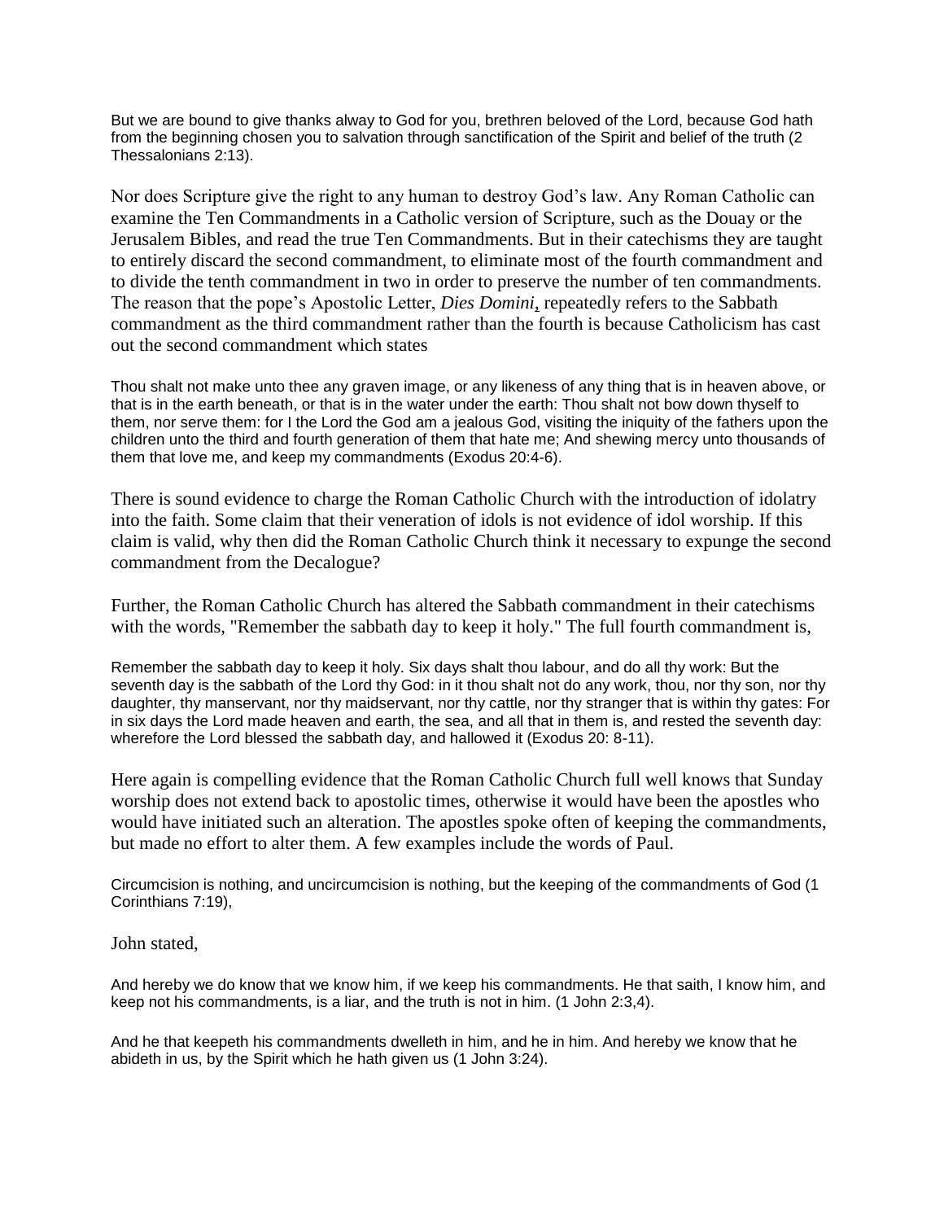But we are bound to give thanks alway to God for you, brethren beloved of the Lord, because God hath from the beginning chosen you to salvation through sanctification of the Spirit and belief of the truth (2 Thessalonians 2:13).

Nor does Scripture give the right to any human to destroy God's law. Any Roman Catholic can examine the Ten Commandments in a Catholic version of Scripture, such as the Douay or the Jerusalem Bibles, and read the true Ten Commandments. But in their catechisms they are taught to entirely discard the second commandment, to eliminate most of the fourth commandment and to divide the tenth commandment in two in order to preserve the number of ten commandments. The reason that the pope's Apostolic Letter, *Dies Domini*, repeatedly refers to the Sabbath commandment as the third commandment rather than the fourth is because Catholicism has cast out the second commandment which states

Thou shalt not make unto thee any graven image, or any likeness of any thing that is in heaven above, or that is in the earth beneath, or that is in the water under the earth: Thou shalt not bow down thyself to them, nor serve them: for I the Lord the God am a jealous God, visiting the iniquity of the fathers upon the children unto the third and fourth generation of them that hate me; And shewing mercy unto thousands of them that love me, and keep my commandments (Exodus 20:4-6).

There is sound evidence to charge the Roman Catholic Church with the introduction of idolatry into the faith. Some claim that their veneration of idols is not evidence of idol worship. If this claim is valid, why then did the Roman Catholic Church think it necessary to expunge the second commandment from the Decalogue?

Further, the Roman Catholic Church has altered the Sabbath commandment in their catechisms with the words, "Remember the sabbath day to keep it holy." The full fourth commandment is,

Remember the sabbath day to keep it holy. Six days shalt thou labour, and do all thy work: But the seventh day is the sabbath of the Lord thy God: in it thou shalt not do any work, thou, nor thy son, nor thy daughter, thy manservant, nor thy maidservant, nor thy cattle, nor thy stranger that is within thy gates: For in six days the Lord made heaven and earth, the sea, and all that in them is, and rested the seventh day: wherefore the Lord blessed the sabbath day, and hallowed it (Exodus 20: 8-11).

Here again is compelling evidence that the Roman Catholic Church full well knows that Sunday worship does not extend back to apostolic times, otherwise it would have been the apostles who would have initiated such an alteration. The apostles spoke often of keeping the commandments, but made no effort to alter them. A few examples include the words of Paul.

Circumcision is nothing, and uncircumcision is nothing, but the keeping of the commandments of God (1 Corinthians 7:19),

John stated,

And hereby we do know that we know him, if we keep his commandments. He that saith, I know him, and keep not his commandments, is a liar, and the truth is not in him. (1 John 2:3,4).

And he that keepeth his commandments dwelleth in him, and he in him. And hereby we know that he abideth in us, by the Spirit which he hath given us (1 John 3:24).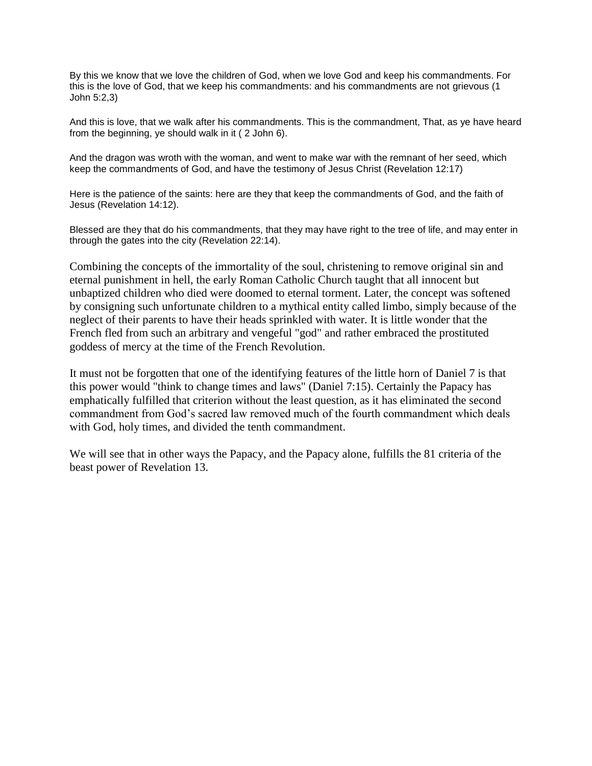By this we know that we love the children of God, when we love God and keep his commandments. For this is the love of God, that we keep his commandments: and his commandments are not grievous (1 John 5:2,3)

And this is love, that we walk after his commandments. This is the commandment, That, as ye have heard from the beginning, ye should walk in it ( 2 John 6).

And the dragon was wroth with the woman, and went to make war with the remnant of her seed, which keep the commandments of God, and have the testimony of Jesus Christ (Revelation 12:17)

Here is the patience of the saints: here are they that keep the commandments of God, and the faith of Jesus (Revelation 14:12).

Blessed are they that do his commandments, that they may have right to the tree of life, and may enter in through the gates into the city (Revelation 22:14).

Combining the concepts of the immortality of the soul, christening to remove original sin and eternal punishment in hell, the early Roman Catholic Church taught that all innocent but unbaptized children who died were doomed to eternal torment. Later, the concept was softened by consigning such unfortunate children to a mythical entity called limbo, simply because of the neglect of their parents to have their heads sprinkled with water. It is little wonder that the French fled from such an arbitrary and vengeful "god" and rather embraced the prostituted goddess of mercy at the time of the French Revolution.

It must not be forgotten that one of the identifying features of the little horn of Daniel 7 is that this power would "think to change times and laws" (Daniel 7:15). Certainly the Papacy has emphatically fulfilled that criterion without the least question, as it has eliminated the second commandment from God's sacred law removed much of the fourth commandment which deals with God, holy times, and divided the tenth commandment.

We will see that in other ways the Papacy, and the Papacy alone, fulfills the 81 criteria of the beast power of Revelation 13.